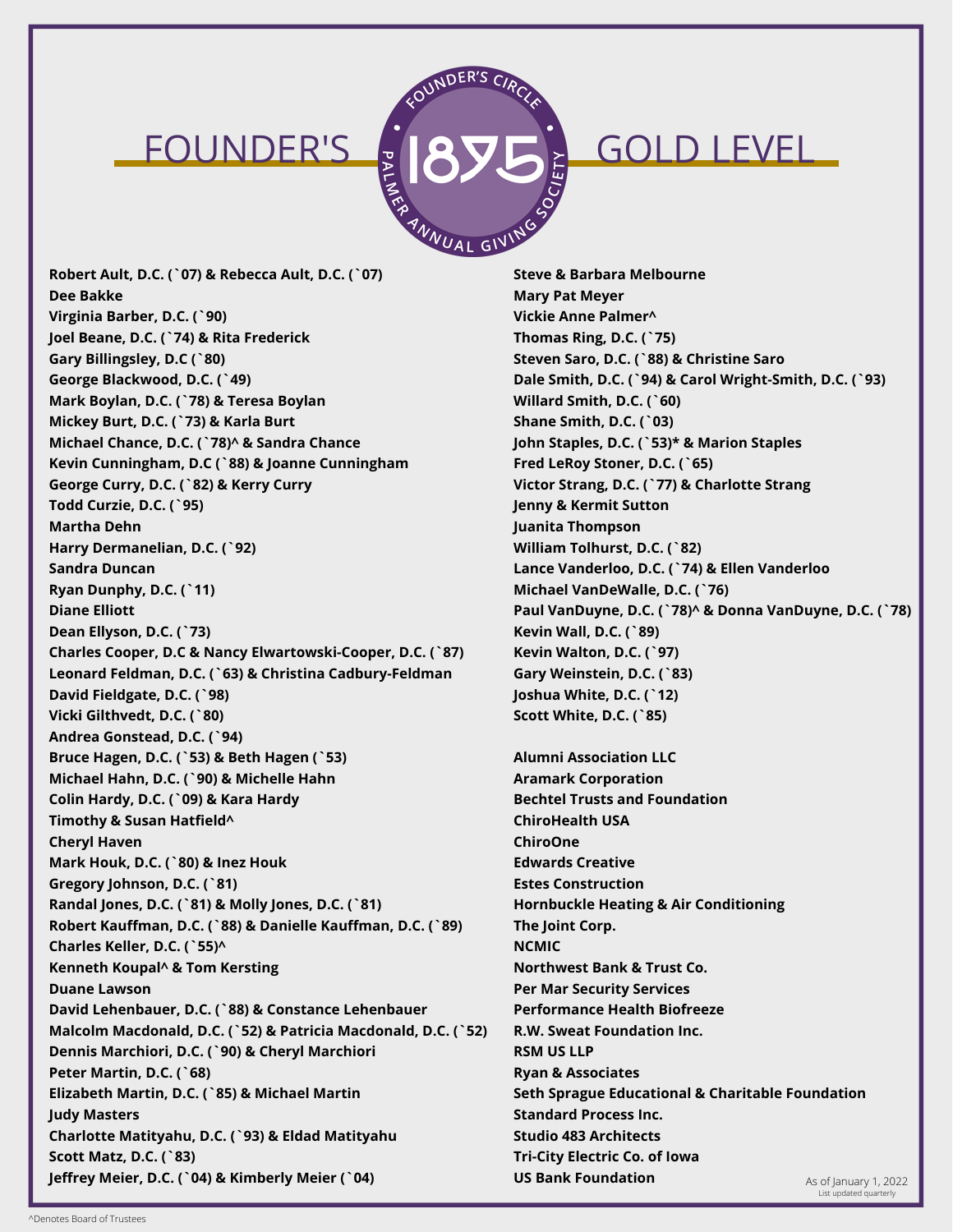# FOUNDER'S GOLD LEVEL

FOUNDER'S CIRCLE 1875 PALMER ANNUAL GIVING SOCIETY

**Robert Ault, D.C. (`07) & Rebecca Ault, D.C. (`07)**
**Dee Bakke**
**Virginia Barber, D.C. (`90)**
**Joel Beane, D.C. (`74) & Rita Frederick**
**Gary Billingsley, D.C (`80)**
**George Blackwood, D.C. (`49)**
**Mark Boylan, D.C. (`78) & Teresa Boylan**
**Mickey Burt, D.C. (`73) & Karla Burt**
**Michael Chance, D.C. (`78)^ & Sandra Chance**
**Kevin Cunningham, D.C (`88) & Joanne Cunningham**
**George Curry, D.C. (`82) & Kerry Curry**
**Todd Curzie, D.C. (`95)**
**Martha Dehn**
**Harry Dermanelian, D.C. (`92)**
**Sandra Duncan**
**Ryan Dunphy, D.C. (`11)**
**Diane Elliott**
**Dean Ellyson, D.C. (`73)**
**Charles Cooper, D.C & Nancy Elwartowski-Cooper, D.C. (`87)**
**Leonard Feldman, D.C. (`63) & Christina Cadbury-Feldman**
**David Fieldgate, D.C. (`98)**
**Vicki Gilthvedt, D.C. (`80)**
**Andrea Gonstead, D.C. (`94)**
**Bruce Hagen, D.C. (`53) & Beth Hagen (`53)**
**Michael Hahn, D.C. (`90) & Michelle Hahn**
**Colin Hardy, D.C. (`09) & Kara Hardy**
**Timothy & Susan Hatfield^**
**Cheryl Haven**
**Mark Houk, D.C. (`80) & Inez Houk**
**Gregory Johnson, D.C. (`81)**
**Randal Jones, D.C. (`81) & Molly Jones, D.C. (`81)**
**Robert Kauffman, D.C. (`88) & Danielle Kauffman, D.C. (`89)**
**Charles Keller, D.C. (`55)^**
**Kenneth Koupal^ & Tom Kersting**
**Duane Lawson**
**David Lehenbauer, D.C. (`88) & Constance Lehenbauer**
**Malcolm Macdonald, D.C. (`52) & Patricia Macdonald, D.C. (`52)**
**Dennis Marchiori, D.C. (`90) & Cheryl Marchiori**
**Peter Martin, D.C. (`68)**
**Elizabeth Martin, D.C. (`85) & Michael Martin**
**Judy Masters**
**Charlotte Matityahu, D.C. (`93) & Eldad Matityahu**
**Scott Matz, D.C. (`83)**
**Jeffrey Meier, D.C. (`04) & Kimberly Meier (`04)**
**Steve & Barbara Melbourne**
**Mary Pat Meyer**
**Vickie Anne Palmer^**
**Thomas Ring, D.C. (`75)**
**Steven Saro, D.C. (`88) & Christine Saro**
**Dale Smith, D.C. (`94) & Carol Wright-Smith, D.C. (`93)**
**Willard Smith, D.C. (`60)**
**Shane Smith, D.C. (`03)**
**John Staples, D.C. (`53)* & Marion Staples**
**Fred LeRoy Stoner, D.C. (`65)**
**Victor Strang, D.C. (`77) & Charlotte Strang**
**Jenny & Kermit Sutton**
**Juanita Thompson**
**William Tolhurst, D.C. (`82)**
**Lance Vanderloo, D.C. (`74) & Ellen Vanderloo**
**Michael VanDeWalle, D.C. (`76)**
**Paul VanDuyne, D.C. (`78)^ & Donna VanDuyne, D.C. (`78)**
**Kevin Wall, D.C. (`89)**
**Kevin Walton, D.C. (`97)**
**Gary Weinstein, D.C. (`83)**
**Joshua White, D.C. (`12)**
**Scott White, D.C. (`85)**

**Alumni Association LLC**
**Aramark Corporation**
**Bechtel Trusts and Foundation**
**ChiroHealth USA**
**ChiroOne**
**Edwards Creative**
**Estes Construction**
**Hornbuckle Heating & Air Conditioning**
**The Joint Corp.**
**NCMIC**
**Northwest Bank & Trust Co.**
**Per Mar Security Services**
**Performance Health Biofreeze**
**R.W. Sweat Foundation Inc.**
**RSM US LLP**
**Ryan & Associates**
**Seth Sprague Educational & Charitable Foundation**
**Standard Process Inc.**
**Studio 483 Architects**
**Tri-City Electric Co. of Iowa**
**US Bank Foundation**

As of January 1, 2022
List updated quarterly

^Denotes Board of Trustees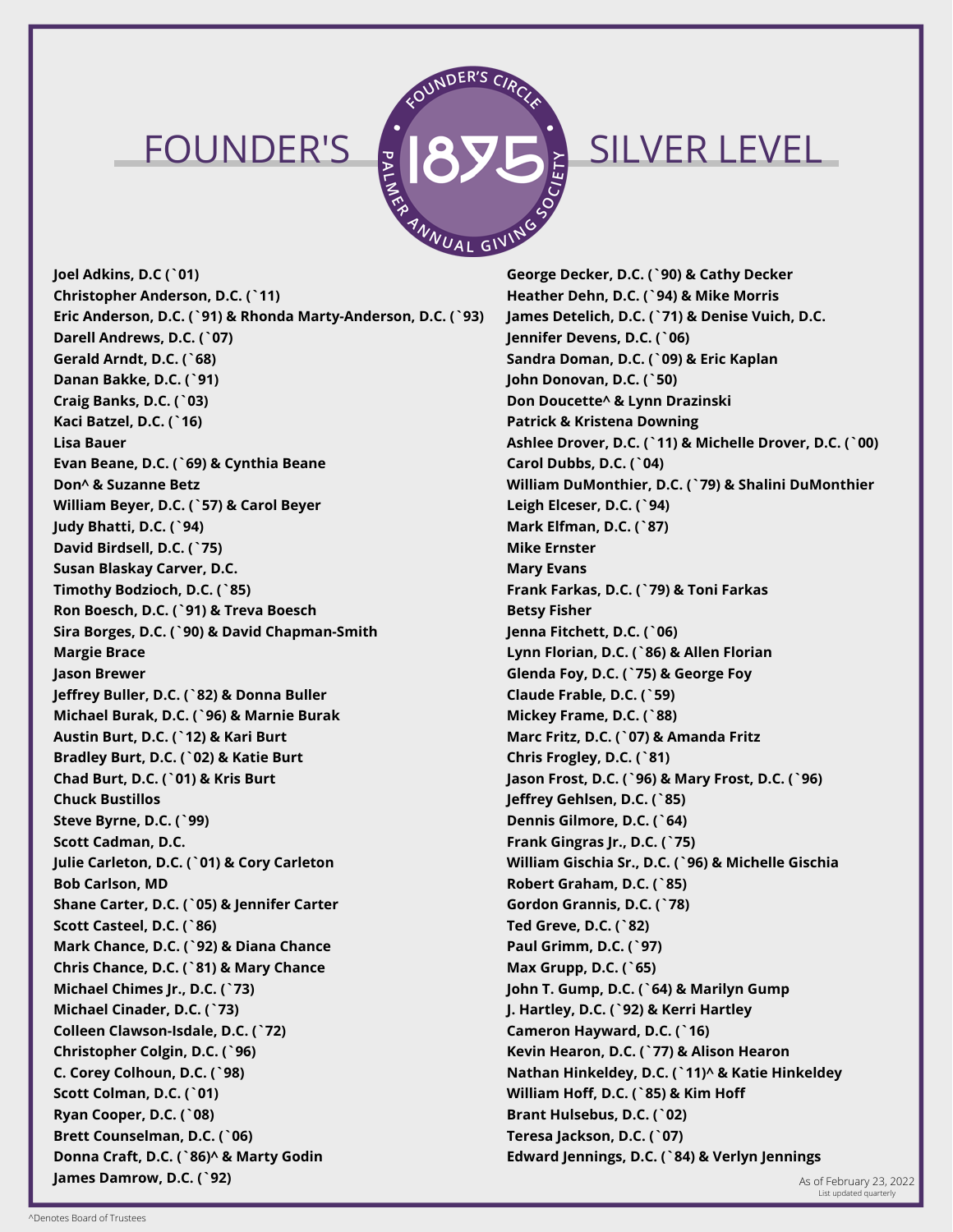# FOUNDER'S SILVER LEVEL

FOUNDER'S CIRCLE 1895 PALMER ANNUAL GIVING SOCIETY

**Joel Adkins, D.C (`01)**
**Christopher Anderson, D.C. (`11)**
**Eric Anderson, D.C. (`91) & Rhonda Marty-Anderson, D.C. (`93)**
**Darell Andrews, D.C. (`07)**
**Gerald Arndt, D.C. (`68)**
**Danan Bakke, D.C. (`91)**
**Craig Banks, D.C. (`03)**
**Kaci Batzel, D.C. (`16)**
**Lisa Bauer**
**Evan Beane, D.C. (`69) & Cynthia Beane**
**Don^ & Suzanne Betz**
**William Beyer, D.C. (`57) & Carol Beyer**
**Judy Bhatti, D.C. (`94)**
**David Birdsell, D.C. (`75)**
**Susan Blaskay Carver, D.C.**
**Timothy Bodzioch, D.C. (`85)**
**Ron Boesch, D.C. (`91) & Treva Boesch**
**Sira Borges, D.C. (`90) & David Chapman-Smith**
**Margie Brace**
**Jason Brewer**
**Jeffrey Buller, D.C. (`82) & Donna Buller**
**Michael Burak, D.C. (`96) & Marnie Burak**
**Austin Burt, D.C. (`12) & Kari Burt**
**Bradley Burt, D.C. (`02) & Katie Burt**
**Chad Burt, D.C. (`01) & Kris Burt**
**Chuck Bustillos**
**Steve Byrne, D.C. (`99)**
**Scott Cadman, D.C.**
**Julie Carleton, D.C. (`01) & Cory Carleton**
**Bob Carlson, MD**
**Shane Carter, D.C. (`05) & Jennifer Carter**
**Scott Casteel, D.C. (`86)**
**Mark Chance, D.C. (`92) & Diana Chance**
**Chris Chance, D.C. (`81) & Mary Chance**
**Michael Chimes Jr., D.C. (`73)**
**Michael Cinader, D.C. (`73)**
**Colleen Clawson-Isdale, D.C. (`72)**
**Christopher Colgin, D.C. (`96)**
**C. Corey Colhoun, D.C. (`98)**
**Scott Colman, D.C. (`01)**
**Ryan Cooper, D.C. (`08)**
**Brett Counselman, D.C. (`06)**
**Donna Craft, D.C. (`86)^ & Marty Godin**
**James Damrow, D.C. (`92)**
**George Decker, D.C. (`90) & Cathy Decker**
**Heather Dehn, D.C. (`94) & Mike Morris**
**James Detelich, D.C. (`71) & Denise Vuich, D.C.**
**Jennifer Devens, D.C. (`06)**
**Sandra Doman, D.C. (`09) & Eric Kaplan**
**John Donovan, D.C. (`50)**
**Don Doucette^ & Lynn Drazinski**
**Patrick & Kristena Downing**
**Ashlee Drover, D.C. (`11) & Michelle Drover, D.C. (`00)**
**Carol Dubbs, D.C. (`04)**
**William DuMonthier, D.C. (`79) & Shalini DuMonthier**
**Leigh Elceser, D.C. (`94)**
**Mark Elfman, D.C. (`87)**
**Mike Ernster**
**Mary Evans**
**Frank Farkas, D.C. (`79) & Toni Farkas**
**Betsy Fisher**
**Jenna Fitchett, D.C. (`06)**
**Lynn Florian, D.C. (`86) & Allen Florian**
**Glenda Foy, D.C. (`75) & George Foy**
**Claude Frable, D.C. (`59)**
**Mickey Frame, D.C. (`88)**
**Marc Fritz, D.C. (`07) & Amanda Fritz**
**Chris Frogley, D.C. (`81)**
**Jason Frost, D.C. (`96) & Mary Frost, D.C. (`96)**
**Jeffrey Gehlsen, D.C. (`85)**
**Dennis Gilmore, D.C. (`64)**
**Frank Gingras Jr., D.C. (`75)**
**William Gischia Sr., D.C. (`96) & Michelle Gischia**
**Robert Graham, D.C. (`85)**
**Gordon Grannis, D.C. (`78)**
**Ted Greve, D.C. (`82)**
**Paul Grimm, D.C. (`97)**
**Max Grupp, D.C. (`65)**
**John T. Gump, D.C. (`64) & Marilyn Gump**
**J. Hartley, D.C. (`92) & Kerri Hartley**
**Cameron Hayward, D.C. (`16)**
**Kevin Hearon, D.C. (`77) & Alison Hearon**
**Nathan Hinkeldey, D.C. (`11)^ & Katie Hinkeldey**
**William Hoff, D.C. (`85) & Kim Hoff**
**Brant Hulsebus, D.C. (`02)**
**Teresa Jackson, D.C. (`07)**
**Edward Jennings, D.C. (`84) & Verlyn Jennings**

As of February 23, 2022
List updated quarterly

^Denotes Board of Trustees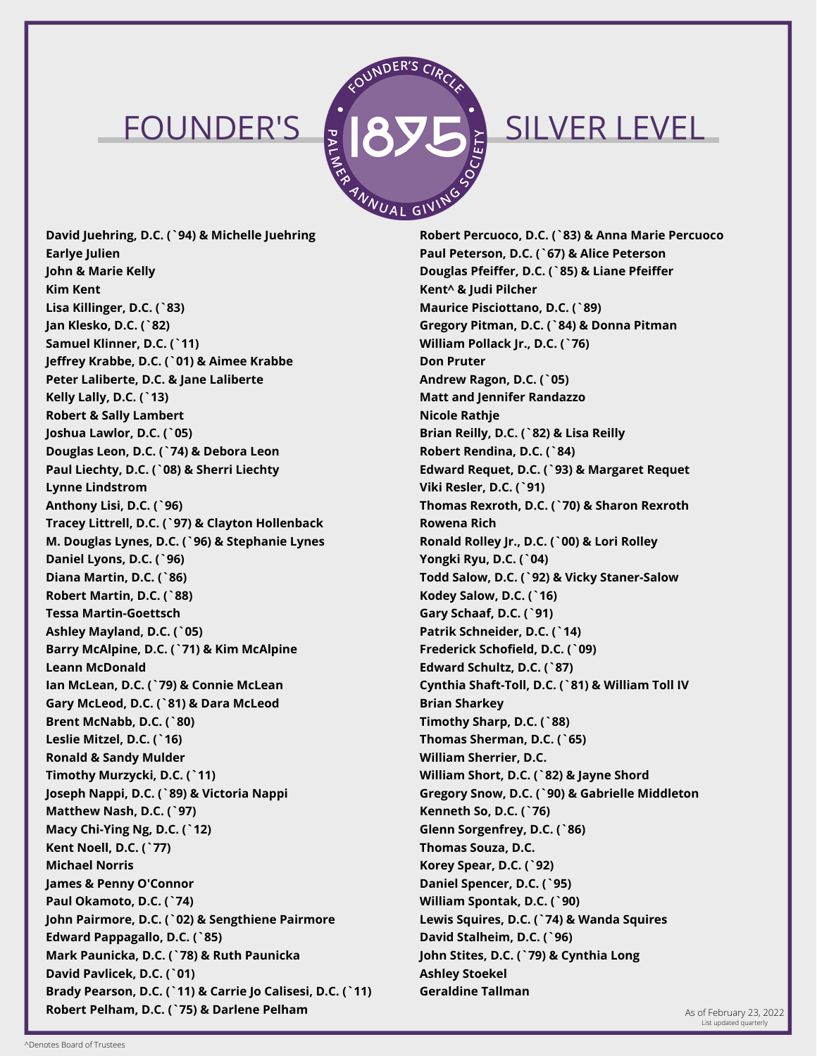# FOUNDER'S SILVER LEVEL

FOUNDER'S CIRCLE 1875 PALMER ANNUAL GIVING SOCIETY

David Juehring, D.C. (`94) & Michelle Juehring
Earlye Julien
John & Marie Kelly
Kim Kent
Lisa Killinger, D.C. (`83)
Jan Klesko, D.C. (`82)
Samuel Klinner, D.C. (`11)
Jeffrey Krabbe, D.C. (`01) & Aimee Krabbe
Peter Laliberte, D.C. & Jane Laliberte
Kelly Lally, D.C. (`13)
Robert & Sally Lambert
Joshua Lawlor, D.C. (`05)
Douglas Leon, D.C. (`74) & Debora Leon
Paul Liechty, D.C. (`08) & Sherri Liechty
Lynne Lindstrom
Anthony Lisi, D.C. (`96)
Tracey Littrell, D.C. (`97) & Clayton Hollenback
M. Douglas Lynes, D.C. (`96) & Stephanie Lynes
Daniel Lyons, D.C. (`96)
Diana Martin, D.C. (`86)
Robert Martin, D.C. (`88)
Tessa Martin-Goettsch
Ashley Mayland, D.C. (`05)
Barry McAlpine, D.C. (`71) & Kim McAlpine
Leann McDonald
Ian McLean, D.C. (`79) & Connie McLean
Gary McLeod, D.C. (`81) & Dara McLeod
Brent McNabb, D.C. (`80)
Leslie Mitzel, D.C. (`16)
Ronald & Sandy Mulder
Timothy Murzycki, D.C. (`11)
Joseph Nappi, D.C. (`89) & Victoria Nappi
Matthew Nash, D.C. (`97)
Macy Chi-Ying Ng, D.C. (`12)
Kent Noell, D.C. (`77)
Michael Norris
James & Penny O'Connor
Paul Okamoto, D.C. (`74)
John Pairmore, D.C. (`02) & Sengthiene Pairmore
Edward Pappagallo, D.C. (`85)
Mark Paunicka, D.C. (`78) & Ruth Paunicka
David Pavlicek, D.C. (`01)
Brady Pearson, D.C. (`11) & Carrie Jo Calisesi, D.C. (`11)
Robert Pelham, D.C. (`75) & Darlene Pelham
Robert Percuoco, D.C. (`83) & Anna Marie Percuoco
Paul Peterson, D.C. (`67) & Alice Peterson
Douglas Pfeiffer, D.C. (`85) & Liane Pfeiffer
Kent^ & Judi Pilcher
Maurice Pisciottano, D.C. (`89)
Gregory Pitman, D.C. (`84) & Donna Pitman
William Pollack Jr., D.C. (`76)
Don Pruter
Andrew Ragon, D.C. (`05)
Matt and Jennifer Randazzo
Nicole Rathje
Brian Reilly, D.C. (`82) & Lisa Reilly
Robert Rendina, D.C. (`84)
Edward Requet, D.C. (`93) & Margaret Requet
Viki Resler, D.C. (`91)
Thomas Rexroth, D.C. (`70) & Sharon Rexroth
Rowena Rich
Ronald Rolley Jr., D.C. (`00) & Lori Rolley
Yongki Ryu, D.C. (`04)
Todd Salow, D.C. (`92) & Vicky Staner-Salow
Kodey Salow, D.C. (`16)
Gary Schaaf, D.C. (`91)
Patrik Schneider, D.C. (`14)
Frederick Schofield, D.C. (`09)
Edward Schultz, D.C. (`87)
Cynthia Shaft-Toll, D.C. (`81) & William Toll IV
Brian Sharkey
Timothy Sharp, D.C. (`88)
Thomas Sherman, D.C. (`65)
William Sherrier, D.C.
William Short, D.C. (`82) & Jayne Shord
Gregory Snow, D.C. (`90) & Gabrielle Middleton
Kenneth So, D.C. (`76)
Glenn Sorgenfrey, D.C. (`86)
Thomas Souza, D.C.
Korey Spear, D.C. (`92)
Daniel Spencer, D.C. (`95)
William Spontak, D.C. (`90)
Lewis Squires, D.C. (`74) & Wanda Squires
David Stalheim, D.C. (`96)
John Stites, D.C. (`79) & Cynthia Long
Ashley Stoekel
Geraldine Tallman

As of February 23, 2022
List updated quarterly

^Denotes Board of Trustees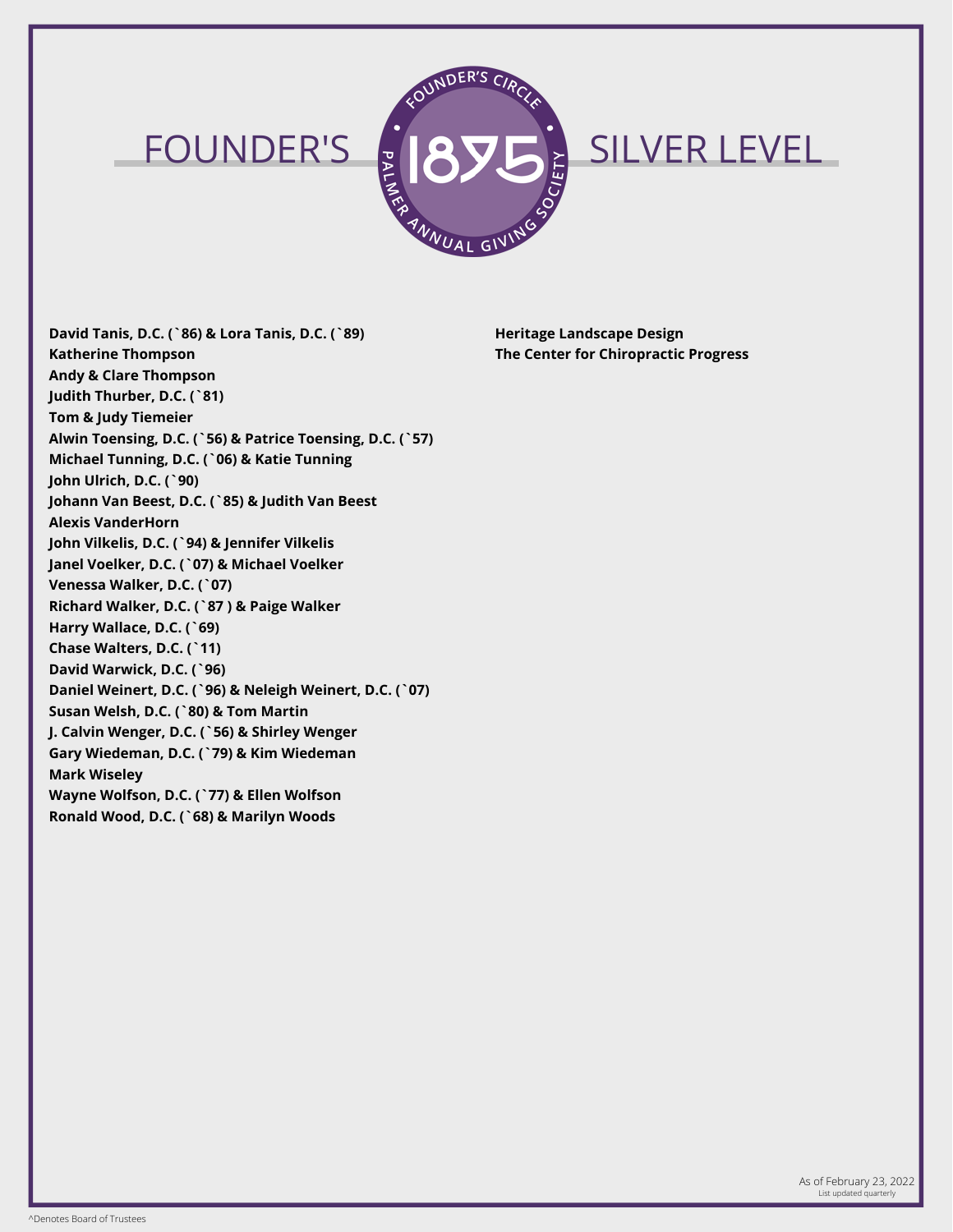# FOUNDER'S SILVER LEVEL

**David Tanis, D.C. (`86) & Lora Tanis, D.C. (`89)**
**Katherine Thompson**
**Andy & Clare Thompson**
**Judith Thurber, D.C. (`81)**
**Tom & Judy Tiemeier**
**Alwin Toensing, D.C. (`56) & Patrice Toensing, D.C. (`57)**
**Michael Tunning, D.C. (`06) & Katie Tunning**
**John Ulrich, D.C. (`90)**
**Johann Van Beest, D.C. (`85) & Judith Van Beest**
**Alexis VanderHorn**
**John Vilkelis, D.C. (`94) & Jennifer Vilkelis**
**Janel Voelker, D.C. (`07) & Michael Voelker**
**Venessa Walker, D.C. (`07)**
**Richard Walker, D.C. (`87 ) & Paige Walker**
**Harry Wallace, D.C. (`69)**
**Chase Walters, D.C. (`11)**
**David Warwick, D.C. (`96)**
**Daniel Weinert, D.C. (`96) & Neleigh Weinert, D.C. (`07)**
**Susan Welsh, D.C. (`80) & Tom Martin**
**J. Calvin Wenger, D.C. (`56) & Shirley Wenger**
**Gary Wiedeman, D.C. (`79) & Kim Wiedeman**
**Mark Wiseley**
**Wayne Wolfson, D.C. (`77) & Ellen Wolfson**
**Ronald Wood, D.C. (`68) & Marilyn Woods**
**Heritage Landscape Design**
**The Center for Chiropractic Progress**

As of February 23, 2022
List updated quarterly

^Denotes Board of Trustees